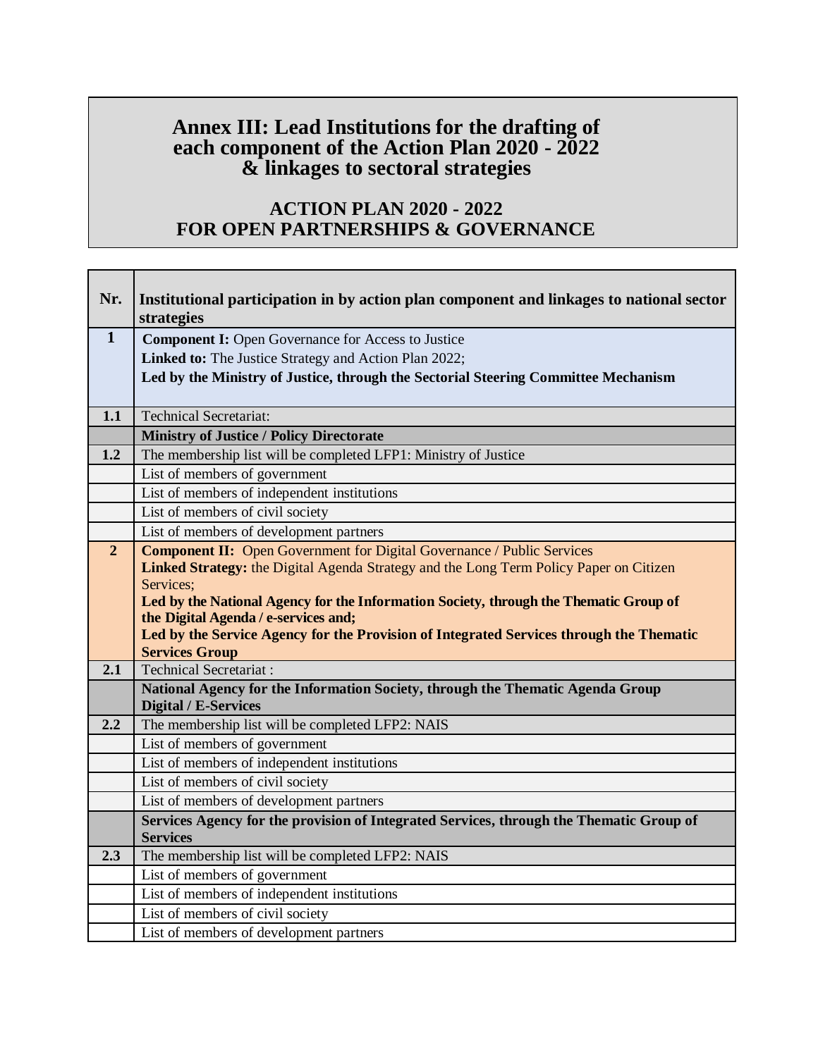# Annex III: Lead Institutions for the drafting of each component of the Action Plan 2020 - 2022 & linkages to sectoral strategies

## ACTION PLAN 2020 - 2022 FOR OPEN PARTNERSHIPS & GOVERNANCE

| Nr. | Institutional participation in by action plan component and linkages to national sector strategies |
|---|---|
| **1** | **Component I:** Open Governance for Access to Justice<br>**Linked to:** The Justice Strategy and Action Plan 2022;<br>**Led by the Ministry of Justice, through the Sectorial Steering Committee Mechanism** |
| **1.1** | Technical Secretariat: |
| | **Ministry of Justice / Policy Directorate** |
| **1.2** | The membership list will be completed LFP1: Ministry of Justice |
| | List of members of government |
| | List of members of independent institutions |
| | List of members of civil society |
| | List of members of development partners |
| **2** | **Component II:** Open Government for Digital Governance / Public Services<br>**Linked Strategy:** the Digital Agenda Strategy and the Long Term Policy Paper on Citizen Services;<br>**Led by the National Agency for the Information Society, through the Thematic Group of the Digital Agenda / e-services and;**<br>**Led by the Service Agency for the Provision of Integrated Services through the Thematic Services Group** |
| **2.1** | Technical Secretariat : |
| | **National Agency for the Information Society, through the Thematic Agenda Group Digital / E-Services** |
| **2.2** | The membership list will be completed LFP2: NAIS |
| | List of members of government |
| | List of members of independent institutions |
| | List of members of civil society |
| | List of members of development partners |
| | **Services Agency for the provision of Integrated Services, through the Thematic Group of Services** |
| **2.3** | The membership list will be completed LFP2: NAIS |
| | List of members of government |
| | List of members of independent institutions |
| | List of members of civil society |
| | List of members of development partners |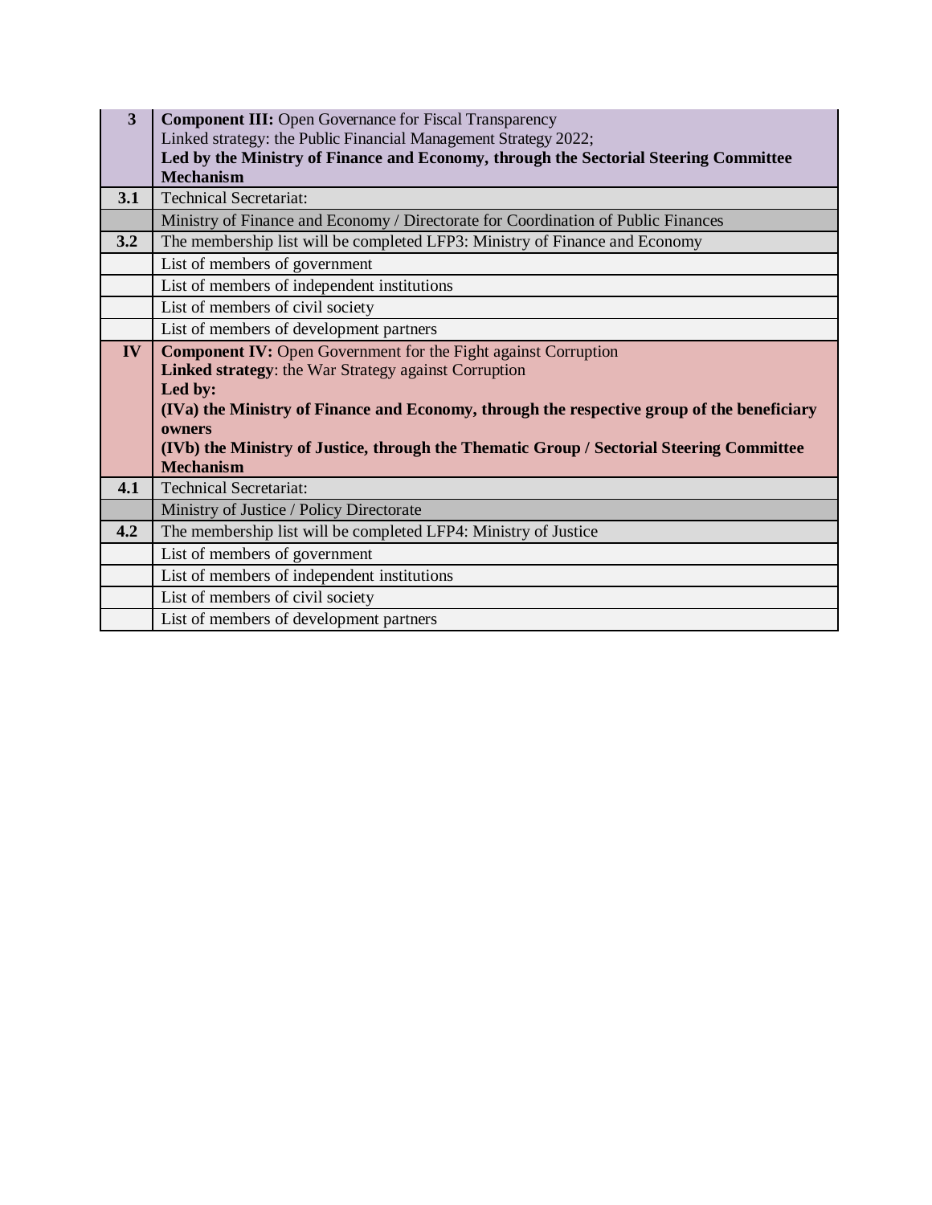| | |
|---|---|
| **3** | **Component III:** Open Governance for Fiscal Transparency<br>Linked strategy: the Public Financial Management Strategy 2022;<br>**Led by the Ministry of Finance and Economy, through the Sectorial Steering Committee Mechanism** |
| **3.1** | Technical Secretariat: |
| | Ministry of Finance and Economy / Directorate for Coordination of Public Finances |
| **3.2** | The membership list will be completed LFP3: Ministry of Finance and Economy |
| | List of members of government |
| | List of members of independent institutions |
| | List of members of civil society |
| | List of members of development partners |
| **IV** | **Component IV:** Open Government for the Fight against Corruption<br>**Linked strategy**: the War Strategy against Corruption<br>**Led by:**<br>**(IVa) the Ministry of Finance and Economy, through the respective group of the beneficiary owners**<br>**(IVb) the Ministry of Justice, through the Thematic Group / Sectorial Steering Committee Mechanism** |
| **4.1** | Technical Secretariat: |
| | Ministry of Justice / Policy Directorate |
| **4.2** | The membership list will be completed LFP4: Ministry of Justice |
| | List of members of government |
| | List of members of independent institutions |
| | List of members of civil society |
| | List of members of development partners |